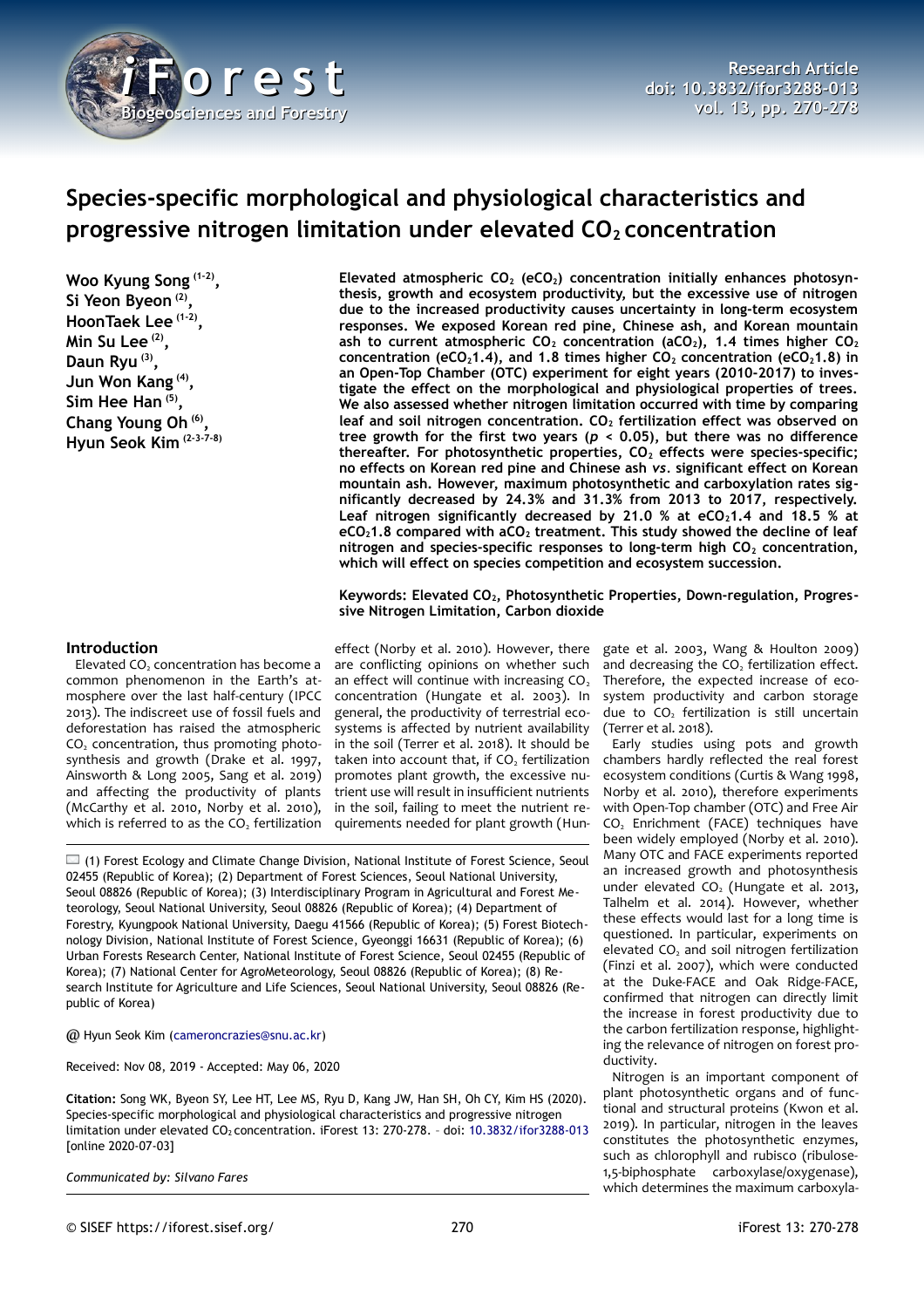Research Article
doi: 10.3832/ifor3288-013
vol. 13, pp. 270-278

# Species-specific morphological and physiological characteristics and progressive nitrogen limitation under elevated $CO_2$ concentration

**Woo Kyung Song [1-2], Si Yeon Byeon [2], HoonTaek Lee [1-2], Min Su Lee [2], Daun Ryu [3], Jun Won Kang [4], Sim Hee Han [5], Chang Young Oh [6], Hyun Seok Kim [2-3-7-8]**

**Elevated atmospheric $CO_2$ ($eCO_2$) concentration initially enhances photosynthesis, growth and ecosystem productivity, but the excessive use of nitrogen due to the increased productivity causes uncertainty in long-term ecosystem responses. We exposed Korean red pine, Chinese ash, and Korean mountain ash to current atmospheric $CO_2$ concentration ($aCO_2$), 1.4 times higher $CO_2$ concentration ($eCO_2$1.4), and 1.8 times higher $CO_2$ concentration ($eCO_2$1.8) in an Open-Top Chamber (OTC) experiment for eight years (2010-2017) to investigate the effect on the morphological and physiological properties of trees. We also assessed whether nitrogen limitation occurred with time by comparing leaf and soil nitrogen concentration. $CO_2$ fertilization effect was observed on tree growth for the first two years ($p < 0.05$), but there was no difference thereafter. For photosynthetic properties, $CO_2$ effects were species-specific; no effects on Korean red pine and Chinese ash *vs.* significant effect on Korean mountain ash. However, maximum photosynthetic and carboxylation rates significantly decreased by 24.3% and 31.3% from 2013 to 2017, respectively. Leaf nitrogen significantly decreased by 21.0 % at $eCO_2$1.4 and 18.5 % at $eCO_2$1.8 compared with $aCO_2$ treatment. This study showed the decline of leaf nitrogen and species-specific responses to long-term high $CO_2$ concentration, which will effect on species competition and ecosystem succession.**

**Keywords: Elevated $CO_2$, Photosynthetic Properties, Down-regulation, Progressive Nitrogen Limitation, Carbon dioxide**

## Introduction

Elevated $CO_2$ concentration has become a common phenomenon in the Earth's atmosphere over the last half-century (IPCC 2013). The indiscreet use of fossil fuels and deforestation has raised the atmospheric $CO_2$ concentration, thus promoting photosynthesis and growth (Drake et al. 1997, Ainsworth & Long 2005, Sang et al. 2019) and affecting the productivity of plants (McCarthy et al. 2010, Norby et al. 2010), which is referred to as the $CO_2$ fertilization effect (Norby et al. 2010). However, there are conflicting opinions on whether such an effect will continue with increasing $CO_2$ concentration (Hungate et al. 2003). In general, the productivity of terrestrial ecosystems is affected by nutrient availability in the soil (Terrer et al. 2018). It should be taken into account that, if $CO_2$ fertilization promotes plant growth, the excessive nutrient use will result in insufficient nutrients in the soil, failing to meet the nutrient requirements needed for plant growth (Hungate et al. 2003, Wang & Houlton 2009) and decreasing the $CO_2$ fertilization effect. Therefore, the expected increase of ecosystem productivity and carbon storage due to $CO_2$ fertilization is still uncertain (Terrer et al. 2018).

Early studies using pots and growth chambers hardly reflected the real forest ecosystem conditions (Curtis & Wang 1998, Norby et al. 2010), therefore experiments with Open-Top chamber (OTC) and Free Air $CO_2$ Enrichment (FACE) techniques have been widely employed (Norby et al. 2010). Many OTC and FACE experiments reported an increased growth and photosynthesis under elevated $CO_2$ (Hungate et al. 2013, Talhelm et al. 2014). However, whether these effects would last for a long time is questioned. In particular, experiments on elevated $CO_2$ and soil nitrogen fertilization (Finzi et al. 2007), which were conducted at the Duke-FACE and Oak Ridge-FACE, confirmed that nitrogen can directly limit the increase in forest productivity due to the carbon fertilization response, highlighting the relevance of nitrogen on forest productivity.

Nitrogen is an important component of plant photosynthetic organs and of functional and structural proteins (Kwon et al. 2019). In particular, nitrogen in the leaves constitutes the photosynthetic enzymes, such as chlorophyll and rubisco (ribulose-1,5-biphosphate carboxylase/oxygenase), which determines the maximum carboxyla-

(1) Forest Ecology and Climate Change Division, National Institute of Forest Science, Seoul 02455 (Republic of Korea); (2) Department of Forest Sciences, Seoul National University, Seoul 08826 (Republic of Korea); (3) Interdisciplinary Program in Agricultural and Forest Meteorology, Seoul National University, Seoul 08826 (Republic of Korea); (4) Department of Forestry, Kyungpook National University, Daegu 41566 (Republic of Korea); (5) Forest Biotechnology Division, National Institute of Forest Science, Gyeonggi 16631 (Republic of Korea); (6) Urban Forests Research Center, National Institute of Forest Science, Seoul 02455 (Republic of Korea); (7) National Center for AgroMeteorology, Seoul 08826 (Republic of Korea); (8) Research Institute for Agriculture and Life Sciences, Seoul National University, Seoul 08826 (Republic of Korea)

@ Hyun Seok Kim (cameroncrazies@snu.ac.kr)

Received: Nov 08, 2019 - Accepted: May 06, 2020

**Citation:** Song WK, Byeon SY, Lee HT, Lee MS, Ryu D, Kang JW, Han SH, Oh CY, Kim HS (2020). Species-specific morphological and physiological characteristics and progressive nitrogen limitation under elevated $CO_2$ concentration. iForest 13: 270-278. – doi: 10.3832/ifor3288-013 [online 2020-07-03]

*Communicated by: Silvano Fares*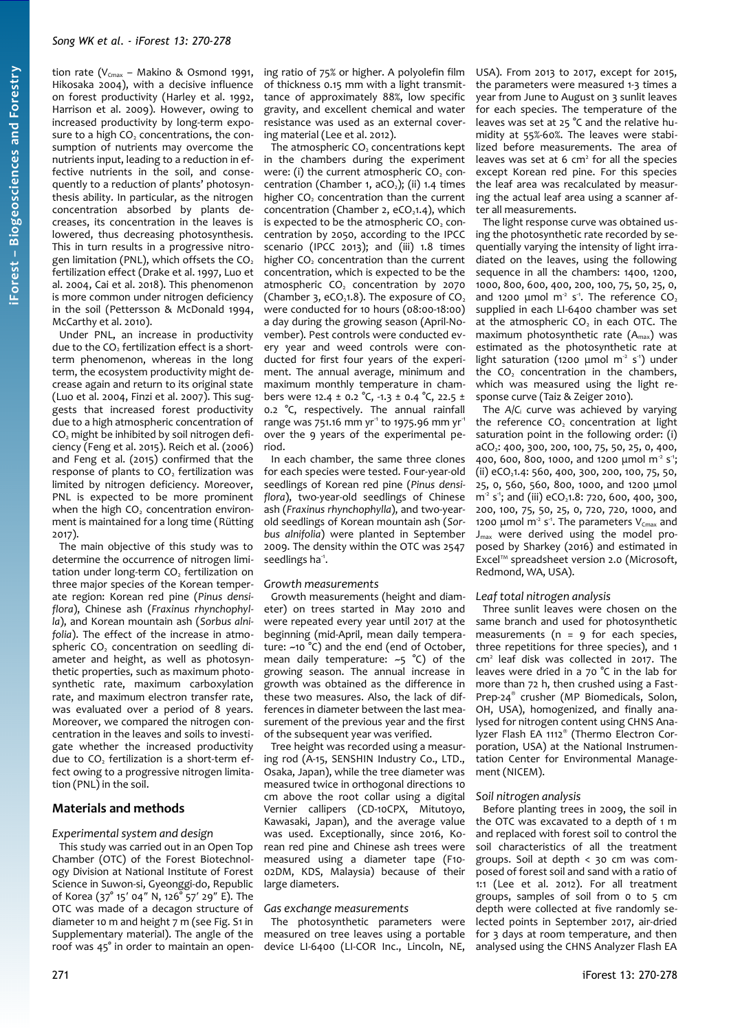tion rate ($V_{Cmax}$ – Makino & Osmond 1991, Hikosaka 2004), with a decisive influence on forest productivity (Harley et al. 1992, Harrison et al. 2009). However, owing to increased productivity by long-term exposure to a high $CO_2$ concentrations, the consumption of nutrients may overcome the nutrients input, leading to a reduction in effective nutrients in the soil, and consequently to a reduction of plants' photosynthesis ability. In particular, as the nitrogen concentration absorbed by plants decreases, its concentration in the leaves is lowered, thus decreasing photosynthesis. This in turn results in a progressive nitrogen limitation (PNL), which offsets the $CO_2$ fertilization effect (Drake et al. 1997, Luo et al. 2004, Cai et al. 2018). This phenomenon is more common under nitrogen deficiency in the soil (Pettersson & McDonald 1994, McCarthy et al. 2010).

Under PNL, an increase in productivity due to the $CO_2$ fertilization effect is a short-term phenomenon, whereas in the long term, the ecosystem productivity might decrease again and return to its original state (Luo et al. 2004, Finzi et al. 2007). This suggests that increased forest productivity due to a high atmospheric concentration of $CO_2$ might be inhibited by soil nitrogen deficiency (Feng et al. 2015). Reich et al. (2006) and Feng et al. (2015) confirmed that the response of plants to $CO_2$ fertilization was limited by nitrogen deficiency. Moreover, PNL is expected to be more prominent when the high $CO_2$ concentration environment is maintained for a long time (Rütting 2017).

The main objective of this study was to determine the occurrence of nitrogen limitation under long-term $CO_2$ fertilization on three major species of the Korean temperate region: Korean red pine (*Pinus densiflora*), Chinese ash (*Fraxinus rhynchophylla*), and Korean mountain ash (*Sorbus alnifolia*). The effect of the increase in atmospheric $CO_2$ concentration on seedling diameter and height, as well as photosynthetic properties, such as maximum photosynthetic rate, maximum carboxylation rate, and maximum electron transfer rate, was evaluated over a period of 8 years. Moreover, we compared the nitrogen concentration in the leaves and soils to investigate whether the increased productivity due to $CO_2$ fertilization is a short-term effect owing to a progressive nitrogen limitation (PNL) in the soil.

## Materials and methods

### Experimental system and design

This study was carried out in an Open Top Chamber (OTC) of the Forest Biotechnology Division at National Institute of Forest Science in Suwon-si, Gyeonggi-do, Republic of Korea (37° 15′ 04″ N, 126° 57′ 29″ E). The OTC was made of a decagon structure of diameter 10 m and height 7 m (see Fig. S1 in Supplementary material). The angle of the roof was 45° in order to maintain an opening ratio of 75% or higher. A polyolefin film of thickness 0.15 mm with a light transmittance of approximately 88%, low specific gravity, and excellent chemical and water resistance was used as an external covering material (Lee et al. 2012).

The atmospheric $CO_2$ concentrations kept in the chambers during the experiment were: (i) the current atmospheric $CO_2$ concentration (Chamber 1, $aCO_2$); (ii) 1.4 times higher $CO_2$ concentration than the current concentration (Chamber 2, $eCO_2$1.4), which is expected to be the atmospheric $CO_2$ concentration by 2050, according to the IPCC scenario (IPCC 2013); and (iii) 1.8 times higher $CO_2$ concentration than the current concentration, which is expected to be the atmospheric $CO_2$ concentration by 2070 (Chamber 3, $eCO_2$1.8). The exposure of $CO_2$ were conducted for 10 hours (08:00-18:00) a day during the growing season (April-November). Pest controls were conducted every year and weed controls were conducted for first four years of the experiment. The annual average, minimum and maximum monthly temperature in chambers were 12.4 ± 0.2 °C, -1.3 ± 0.4 °C, 22.5 ± 0.2 °C, respectively. The annual rainfall range was 751.16 mm $yr^{-1}$ to 1975.96 mm $yr^{-1}$ over the 9 years of the experimental period.

In each chamber, the same three clones for each species were tested. Four-year-old seedlings of Korean red pine (*Pinus densiflora*), two-year-old seedlings of Chinese ash (*Fraxinus rhynchophylla*), and two-year-old seedlings of Korean mountain ash (*Sorbus alnifolia*) were planted in September 2009. The density within the OTC was 2547 seedlings $ha^{-1}$.

### Growth measurements

Growth measurements (height and diameter) on trees started in May 2010 and were repeated every year until 2017 at the beginning (mid-April, mean daily temperature: ~10 °C) and the end (end of October, mean daily temperature: ~5 °C) of the growing season. The annual increase in growth was obtained as the difference in these two measures. Also, the lack of differences in diameter between the last measurement of the previous year and the first of the subsequent year was verified.

Tree height was recorded using a measuring rod (A-15, SENSHIN Industry Co., LTD., Osaka, Japan), while the tree diameter was measured twice in orthogonal directions 10 cm above the root collar using a digital Vernier callipers (CD-10CPX, Mitutoyo, Kawasaki, Japan), and the average value was used. Exceptionally, since 2016, Korean red pine and Chinese ash trees were measured using a diameter tape (F10-02DM, KDS, Malaysia) because of their large diameters.

### Gas exchange measurements

The photosynthetic parameters were measured on tree leaves using a portable device LI-6400 (LI-COR Inc., Lincoln, NE, USA). From 2013 to 2017, except for 2015, the parameters were measured 1-3 times a year from June to August on 3 sunlit leaves for each species. The temperature of the leaves was set at 25 °C and the relative humidity at 55%-60%. The leaves were stabilized before measurements. The area of leaves was set at 6 $cm^2$ for all the species except Korean red pine. For this species the leaf area was recalculated by measuring the actual leaf area using a scanner after all measurements.

The light response curve was obtained using the photosynthetic rate recorded by sequentially varying the intensity of light irradiated on the leaves, using the following sequence in all the chambers: 1400, 1200, 1000, 800, 600, 400, 200, 100, 75, 50, 25, 0, and 1200 µmol $m^{-2}$ $s^{-1}$. The reference $CO_2$ supplied in each LI-6400 chamber was set at the atmospheric $CO_2$ in each OTC. The maximum photosynthetic rate ($A_{max}$) was estimated as the photosynthetic rate at light saturation (1200 µmol $m^{-2}$ $s^{-1}$) under the $CO_2$ concentration in the chambers, which was measured using the light response curve (Taiz & Zeiger 2010).

The $A/C_i$ curve was achieved by varying the reference $CO_2$ concentration at light saturation point in the following order: (i) $aCO_2$: 400, 300, 200, 100, 75, 50, 25, 0, 400, 400, 600, 800, 1000, and 1200 µmol $m^{-2}$ $s^{-1}$; (ii) $eCO_2$1.4: 560, 400, 300, 200, 100, 75, 50, 25, 0, 560, 560, 800, 1000, and 1200 µmol $m^{-2}$ $s^{-1}$; and (iii) $eCO_2$1.8: 720, 600, 400, 300, 200, 100, 75, 50, 25, 0, 720, 720, 1000, and 1200 µmol $m^{-2}$ $s^{-1}$. The parameters $V_{Cmax}$ and $J_{max}$ were derived using the model proposed by Sharkey (2016) and estimated in Excel™ spreadsheet version 2.0 (Microsoft, Redmond, WA, USA).

### Leaf total nitrogen analysis

Three sunlit leaves were chosen on the same branch and used for photosynthetic measurements (n = 9 for each species, three repetitions for three species), and 1 $cm^2$ leaf disk was collected in 2017. The leaves were dried in a 70 °C in the lab for more than 72 h, then crushed using a FastPrep-24® crusher (MP Biomedicals, Solon, OH, USA), homogenized, and finally analysed for nitrogen content using CHNS Analyzer Flash EA 1112® (Thermo Electron Corporation, USA) at the National Instrumentation Center for Environmental Management (NICEM).

### Soil nitrogen analysis

Before planting trees in 2009, the soil in the OTC was excavated to a depth of 1 m and replaced with forest soil to control the soil characteristics of all the treatment groups. Soil at depth < 30 cm was composed of forest soil and sand with a ratio of 1:1 (Lee et al. 2012). For all treatment groups, samples of soil from 0 to 5 cm depth were collected at five randomly selected points in September 2017, air-dried for 3 days at room temperature, and then analysed using the CHNS Analyzer Flash EA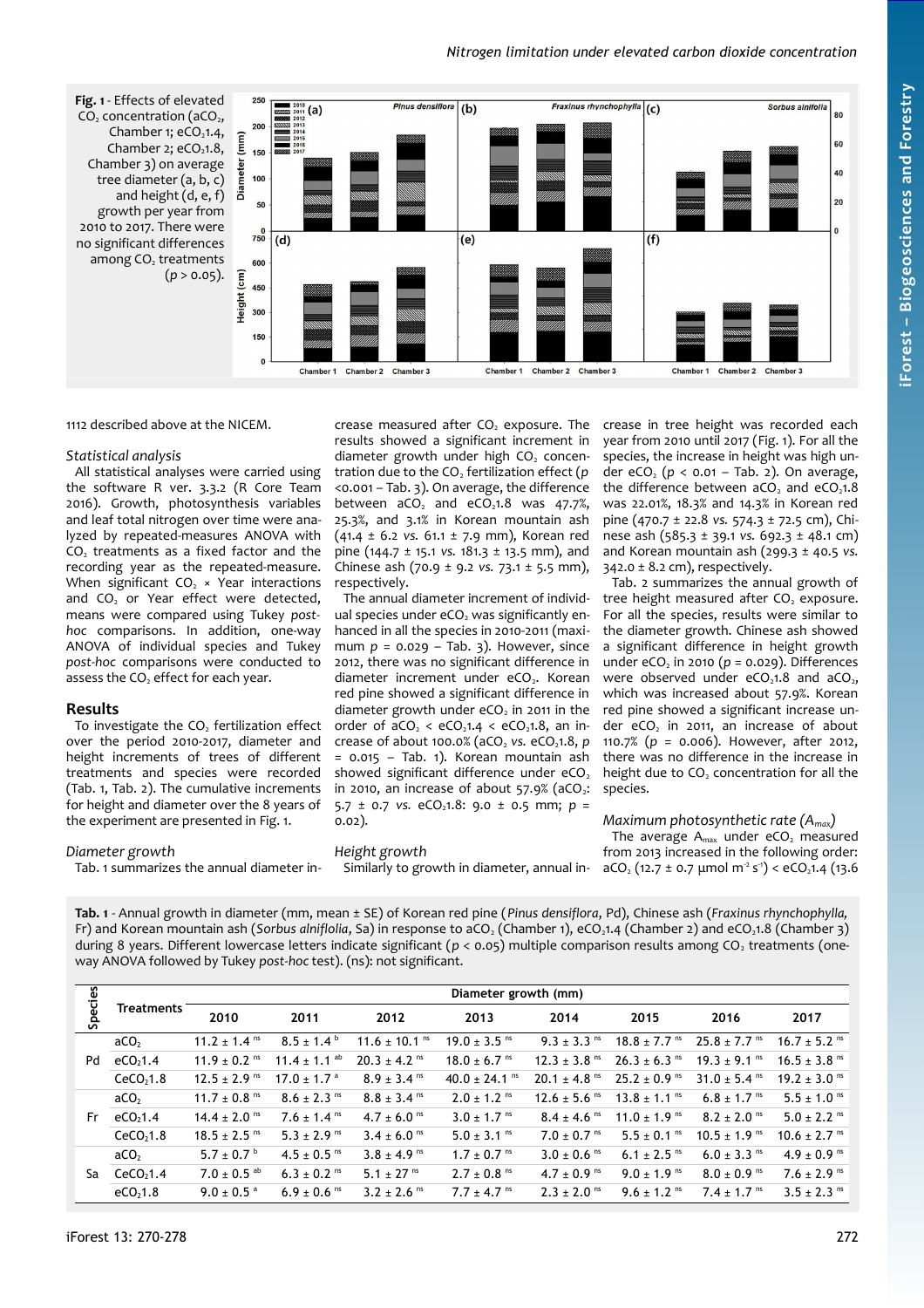**Fig. 1** - Effects of elevated $CO_2$ concentration ($aCO_2$, Chamber 1; $eCO_2$1.4, Chamber 2; $eCO_2$1.8, Chamber 3) on average tree diameter (a, b, c) and height (d, e, f) growth per year from 2010 to 2017. There were no significant differences among $CO_2$ treatments ($p > 0.05$).

1112 described above at the NICEM.

### Statistical analysis

All statistical analyses were carried using the software R ver. 3.3.2 (R Core Team 2016). Growth, photosynthesis variables and leaf total nitrogen over time were analyzed by repeated-measures ANOVA with $CO_2$ treatments as a fixed factor and the recording year as the repeated-measure. When significant $CO_2$ × Year interactions and $CO_2$ or Year effect were detected, means were compared using Tukey *post-hoc* comparisons. In addition, one-way ANOVA of individual species and Tukey *post-hoc* comparisons were conducted to assess the $CO_2$ effect for each year.

## Results

To investigate the $CO_2$ fertilization effect over the period 2010-2017, diameter and height increments of trees of different treatments and species were recorded (Tab. 1, Tab. 2). The cumulative increments for height and diameter over the 8 years of the experiment are presented in Fig. 1.

### Diameter growth

Tab. 1 summarizes the annual diameter increase measured after $CO_2$ exposure. The results showed a significant increment in diameter growth under high $CO_2$ concentration due to the $CO_2$ fertilization effect ($p$ <0.001 – Tab. 3). On average, the difference between $aCO_2$ and $eCO_2$1.8 was 47.7%, 25.3%, and 3.1% in Korean mountain ash (41.4 ± 6.2 *vs.* 61.1 ± 7.9 mm), Korean red pine (144.7 ± 15.1 *vs.* 181.3 ± 13.5 mm), and Chinese ash (70.9 ± 9.2 *vs.* 73.1 ± 5.5 mm), respectively.

The annual diameter increment of individual species under $eCO_2$ was significantly enhanced in all the species in 2010-2011 (maximum $p$ = 0.029 – Tab. 3). However, since 2012, there was no significant difference in diameter increment under $eCO_2$. Korean red pine showed a significant difference in diameter growth under $eCO_2$ in 2011 in the order of $aCO_2$ < $eCO_2$1.4 < $eCO_2$1.8, an increase of about 100.0% ($aCO_2$ *vs.* $eCO_2$1.8, $p$ = 0.015 – Tab. 1). Korean mountain ash showed significant difference under $eCO_2$ in 2010, an increase of about 57.9% ($aCO_2$: 5.7 ± 0.7 *vs.* $eCO_2$1.8: 9.0 ± 0.5 mm; $p$ = 0.02).

### Height growth

Similarly to growth in diameter, annual increase in tree height was recorded each year from 2010 until 2017 (Fig. 1). For all the species, the increase in height was high under $eCO_2$ ($p$ < 0.01 – Tab. 2). On average, the difference between $aCO_2$ and $eCO_2$1.8 was 22.01%, 18.3% and 14.3% in Korean red pine (470.7 ± 22.8 *vs.* 574.3 ± 72.5 cm), Chinese ash (585.3 ± 39.1 *vs.* 692.3 ± 48.1 cm) and Korean mountain ash (299.3 ± 40.5 *vs.* 342.0 ± 8.2 cm), respectively.

Tab. 2 summarizes the annual growth of tree height measured after $CO_2$ exposure. For all the species, results were similar to the diameter growth. Chinese ash showed a significant difference in height growth under $eCO_2$ in 2010 ($p$ = 0.029). Differences were observed under $eCO_2$1.8 and $aCO_2$, which was increased about 57.9%. Korean red pine showed a significant increase under $eCO_2$ in 2011, an increase of about 110.7% ($p$ = 0.006). However, after 2012, there was no difference in the increase in height due to $CO_2$ concentration for all the species.

### Maximum photosynthetic rate ($A_{max}$)

The average $A_{max}$ under $eCO_2$ measured from 2013 increased in the following order: $aCO_2$ (12.7 ± 0.7 µmol $m^{-2}$ $s^{-1}$) < $eCO_2$1.4 (13.6

**Tab. 1** - Annual growth in diameter (mm, mean ± SE) of Korean red pine (*Pinus densiflora*, Pd), Chinese ash (*Fraxinus rhynchophylla*, Fr) and Korean mountain ash (*Sorbus alniflolia*, Sa) in response to $aCO_2$ (Chamber 1), $eCO_2$1.4 (Chamber 2) and $eCO_2$1.8 (Chamber 3) during 8 years. Different lowercase letters indicate significant ($p$ < 0.05) multiple comparison results among $CO_2$ treatments (one-way ANOVA followed by Tukey *post-hoc* test). (ns): not significant.

| Species | Treatments | Diameter growth (mm) | | | | | | | |
|---|---|---|---|---|---|---|---|---|---|
| | | 2010 | 2011 | 2012 | 2013 | 2014 | 2015 | 2016 | 2017 |
| Pd | $aCO_2$ | 11.2 ± 1.4 [ns] | 8.5 ± 1.4 [b] | 11.6 ± 10.1 [ns] | 19.0 ± 3.5 [ns] | 9.3 ± 3.3 [ns] | 18.8 ± 7.7 [ns] | 25.8 ± 7.7 [ns] | 16.7 ± 5.2 [ns] |
| | $eCO_2$1.4 | 11.9 ± 0.2 [ns] | 11.4 ± 1.1 [ab] | 20.3 ± 4.2 [ns] | 18.0 ± 6.7 [ns] | 12.3 ± 3.8 [ns] | 26.3 ± 6.3 [ns] | 19.3 ± 9.1 [ns] | 16.5 ± 3.8 [ns] |
| | $CeCO_2$1.8 | 12.5 ± 2.9 [ns] | 17.0 ± 1.7 [a] | 8.9 ± 3.4 [ns] | 40.0 ± 24.1 [ns] | 20.1 ± 4.8 [ns] | 25.2 ± 0.9 [ns] | 31.0 ± 5.4 [ns] | 19.2 ± 3.0 [ns] |
| Fr | $aCO_2$ | 11.7 ± 0.8 [ns] | 8.6 ± 2.3 [ns] | 8.8 ± 3.4 [ns] | 2.0 ± 1.2 [ns] | 12.6 ± 5.6 [ns] | 13.8 ± 1.1 [ns] | 6.8 ± 1.7 [ns] | 5.5 ± 1.0 [ns] |
| | $eCO_2$1.4 | 14.4 ± 2.0 [ns] | 7.6 ± 1.4 [ns] | 4.7 ± 6.0 [ns] | 3.0 ± 1.7 [ns] | 8.4 ± 4.6 [ns] | 11.0 ± 1.9 [ns] | 8.2 ± 2.0 [ns] | 5.0 ± 2.2 [ns] |
| | $CeCO_2$1.8 | 18.5 ± 2.5 [ns] | 5.3 ± 2.9 [ns] | 3.4 ± 6.0 [ns] | 5.0 ± 3.1 [ns] | 7.0 ± 0.7 [ns] | 5.5 ± 0.1 [ns] | 10.5 ± 1.9 [ns] | 10.6 ± 2.7 [ns] |
| Sa | $aCO_2$ | 5.7 ± 0.7 [b] | 4.5 ± 0.5 [ns] | 3.8 ± 4.9 [ns] | 1.7 ± 0.7 [ns] | 3.0 ± 0.6 [ns] | 6.1 ± 2.5 [ns] | 6.0 ± 3.3 [ns] | 4.9 ± 0.9 [ns] |
| | $CeCO_2$1.4 | 7.0 ± 0.5 [ab] | 6.3 ± 0.2 [ns] | 5.1 ± 27 [ns] | 2.7 ± 0.8 [ns] | 4.7 ± 0.9 [ns] | 9.0 ± 1.9 [ns] | 8.0 ± 0.9 [ns] | 7.6 ± 2.9 [ns] |
| | $eCO_2$1.8 | 9.0 ± 0.5 [a] | 6.9 ± 0.6 [ns] | 3.2 ± 2.6 [ns] | 7.7 ± 4.7 [ns] | 2.3 ± 2.0 [ns] | 9.6 ± 1.2 [ns] | 7.4 ± 1.7 [ns] | 3.5 ± 2.3 [ns] |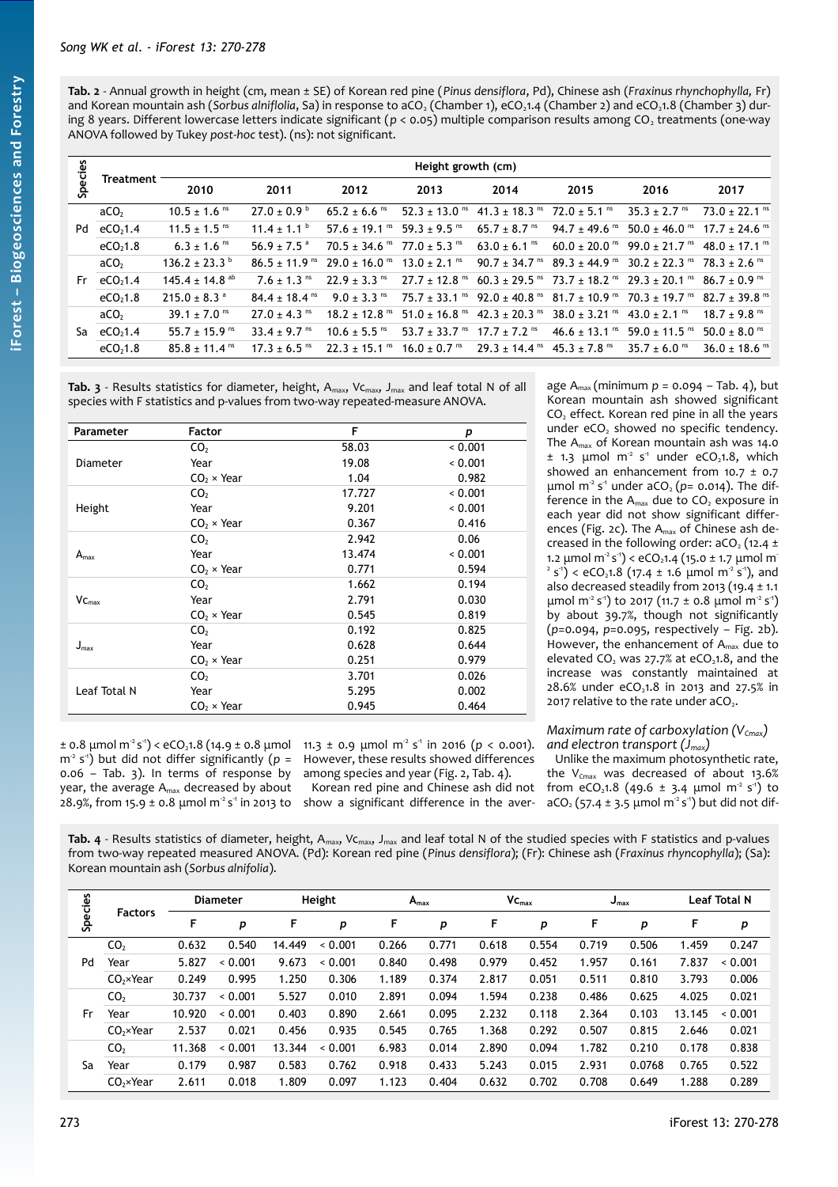**Tab. 2** - Annual growth in height (cm, mean ± SE) of Korean red pine (*Pinus densiflora*, Pd), Chinese ash (*Fraxinus rhynchophylla*, Fr) and Korean mountain ash (*Sorbus alniflolia*, Sa) in response to $aCO_2$ (Chamber 1), $eCO_2$1.4 (Chamber 2) and $eCO_2$1.8 (Chamber 3) during 8 years. Different lowercase letters indicate significant ($p$ < 0.05) multiple comparison results among $CO_2$ treatments (one-way ANOVA followed by Tukey *post-hoc* test). (ns): not significant.

| Species | Treatment | Height growth (cm) | | | | | | | |
|---|---|---|---|---|---|---|---|---|---|
| | | 2010 | 2011 | 2012 | 2013 | 2014 | 2015 | 2016 | 2017 |
| Pd | $aCO_2$ | 10.5 ± 1.6 $^{ns}$ | 27.0 ± 0.9 $^{b}$ | 65.2 ± 6.6 $^{ns}$ | 52.3 ± 13.0 $^{ns}$ | 41.3 ± 18.3 $^{ns}$ | 72.0 ± 5.1 $^{ns}$ | 35.3 ± 2.7 $^{ns}$ | 73.0 ± 22.1 $^{ns}$ |
| | $eCO_2$1.4 | 11.5 ± 1.5 $^{ns}$ | 11.4 ± 1.1 $^{b}$ | 57.6 ± 19.1 $^{ns}$ | 59.3 ± 9.5 $^{ns}$ | 65.7 ± 8.7 $^{ns}$ | 94.7 ± 49.6 $^{ns}$ | 50.0 ± 46.0 $^{ns}$ | 17.7 ± 24.6 $^{ns}$ |
| | $eCO_2$1.8 | 6.3 ± 1.6 $^{ns}$ | 56.9 ± 7.5 $^{a}$ | 70.5 ± 34.6 $^{ns}$ | 77.0 ± 5.3 $^{ns}$ | 63.0 ± 6.1 $^{ns}$ | 60.0 ± 20.0 $^{ns}$ | 99.0 ± 21.7 $^{ns}$ | 48.0 ± 17.1 $^{ns}$ |
| Fr | $aCO_2$ | 136.2 ± 23.3 $^{b}$ | 86.5 ± 11.9 $^{ns}$ | 29.0 ± 16.0 $^{ns}$ | 13.0 ± 2.1 $^{ns}$ | 90.7 ± 34.7 $^{ns}$ | 89.3 ± 44.9 $^{ns}$ | 30.2 ± 22.3 $^{ns}$ | 78.3 ± 2.6 $^{ns}$ |
| | $eCO_2$1.4 | 145.4 ± 14.8 $^{ab}$ | 7.6 ± 1.3 $^{ns}$ | 22.9 ± 3.3 $^{ns}$ | 27.7 ± 12.8 $^{ns}$ | 60.3 ± 29.5 $^{ns}$ | 73.7 ± 18.2 $^{ns}$ | 29.3 ± 20.1 $^{ns}$ | 86.7 ± 0.9 $^{ns}$ |
| | $eCO_2$1.8 | 215.0 ± 8.3 $^{a}$ | 84.4 ± 18.4 $^{ns}$ | 9.0 ± 3.3 $^{ns}$ | 75.7 ± 33.1 $^{ns}$ | 92.0 ± 40.8 $^{ns}$ | 81.7 ± 10.9 $^{ns}$ | 70.3 ± 19.7 $^{ns}$ | 82.7 ± 39.8 $^{ns}$ |
| Sa | $aCO_2$ | 39.1 ± 7.0 $^{ns}$ | 27.0 ± 4.3 $^{ns}$ | 18.2 ± 12.8 $^{ns}$ | 51.0 ± 16.8 $^{ns}$ | 42.3 ± 20.3 $^{ns}$ | 38.0 ± 3.21 $^{ns}$ | 43.0 ± 2.1 $^{ns}$ | 18.7 ± 9.8 $^{ns}$ |
| | $eCO_2$1.4 | 55.7 ± 15.9 $^{ns}$ | 33.4 ± 9.7 $^{ns}$ | 10.6 ± 5.5 $^{ns}$ | 53.7 ± 33.7 $^{ns}$ | 17.7 ± 7.2 $^{ns}$ | 46.6 ± 13.1 $^{ns}$ | 59.0 ± 11.5 $^{ns}$ | 50.0 ± 8.0 $^{ns}$ |
| | $eCO_2$1.8 | 85.8 ± 11.4 $^{ns}$ | 17.3 ± 6.5 $^{ns}$ | 22.3 ± 15.1 $^{ns}$ | 16.0 ± 0.7 $^{ns}$ | 29.3 ± 14.4 $^{ns}$ | 45.3 ± 7.8 $^{ns}$ | 35.7 ± 6.0 $^{ns}$ | 36.0 ± 18.6 $^{ns}$ |

**Tab. 3** - Results statistics for diameter, height, $A_{max}$, $Vc_{max}$, $J_{max}$ and leaf total N of all species with F statistics and p-values from two-way repeated-measure ANOVA.

| Parameter | Factor | F | p |
|---|---|---|---|
| Diameter | $CO_2$ | 58.03 | < 0.001 |
| | Year | 19.08 | < 0.001 |
| | $CO_2$ × Year | 1.04 | 0.982 |
| Height | $CO_2$ | 17.727 | < 0.001 |
| | Year | 9.201 | < 0.001 |
| | $CO_2$ × Year | 0.367 | 0.416 |
| $A_{max}$ | $CO_2$ | 2.942 | 0.06 |
| | Year | 13.474 | < 0.001 |
| | $CO_2$ × Year | 0.771 | 0.594 |
| $Vc_{max}$ | $CO_2$ | 1.662 | 0.194 |
| | Year | 2.791 | 0.030 |
| | $CO_2$ × Year | 0.545 | 0.819 |
| $J_{max}$ | $CO_2$ | 0.192 | 0.825 |
| | Year | 0.628 | 0.644 |
| | $CO_2$ × Year | 0.251 | 0.979 |
| Leaf Total N | $CO_2$ | 3.701 | 0.026 |
| | Year | 5.295 | 0.002 |
| | $CO_2$ × Year | 0.945 | 0.464 |

± 0.8 μmol $m^{-2}$ $s^{-1}$) < $eCO_2$1.8 (14.9 ± 0.8 μmol $m^{-2}$ $s^{-1}$) but did not differ significantly ($p$ = 0.06 – Tab. 3). In terms of response by year, the average $A_{max}$ decreased by about 28.9%, from 15.9 ± 0.8 μmol $m^{-2}$ $s^{-1}$ in 2013 to 11.3 ± 0.9 μmol $m^{-2}$ $s^{-1}$ in 2016 ($p$ < 0.001). However, these results showed differences among species and year (Fig. 2, Tab. 4).

Korean red pine and Chinese ash did not show a significant difference in the average $A_{max}$ (minimum $p$ = 0.094 – Tab. 4), but Korean mountain ash showed significant $CO_2$ effect. Korean red pine in all the years under $eCO_2$ showed no specific tendency. The $A_{max}$ of Korean mountain ash was 14.0 ± 1.3 μmol $m^{-2}$ $s^{-1}$ under $eCO_2$1.8, which showed an enhancement from 10.7 ± 0.7 μmol $m^{-2}$ $s^{-1}$ under $aCO_2$ ($p$= 0.014). The difference in the $A_{max}$ due to $CO_2$ exposure in each year did not show significant differences (Fig. 2c). The $A_{max}$ of Chinese ash decreased in the following order: $aCO_2$ (12.4 ± 1.2 μmol $m^{-2}$ $s^{-1}$) < $eCO_2$1.4 (15.0 ± 1.7 μmol $m^{-2}$ $s^{-1}$) < $eCO_2$1.8 (17.4 ± 1.6 μmol $m^{-2}$ $s^{-1}$), and also decreased steadily from 2013 (19.4 ± 1.1 μmol $m^{-2}$ $s^{-1}$) to 2017 (11.7 ± 0.8 μmol $m^{-2}$ $s^{-1}$) by about 39.7%, though not significantly ($p$=0.094, $p$=0.095, respectively – Fig. 2b). However, the enhancement of $A_{max}$ due to elevated $CO_2$ was 27.7% at $eCO_2$1.8, and the increase was constantly maintained at 28.6% under $eCO_2$1.8 in 2013 and 27.5% in 2017 relative to the rate under $aCO_2$.

### *Maximum rate of carboxylation ($V_{Cmax}$) and electron transport ($J_{max}$)*

Unlike the maximum photosynthetic rate, the $V_{Cmax}$ was decreased of about 13.6% from $eCO_2$1.8 (49.6 ± 3.4 μmol $m^{-2}$ $s^{-1}$) to $aCO_2$ (57.4 ± 3.5 μmol $m^{-2}$ $s^{-1}$) but did not dif-

**Tab. 4** - Results statistics of diameter, height, $A_{max}$, $Vc_{max}$, $J_{max}$ and leaf total N of the studied species with F statistics and p-values from two-way repeated measured ANOVA. (Pd): Korean red pine (*Pinus densiflora*); (Fr): Chinese ash (*Fraxinus ryncophylla*); (Sa): Korean mountain ash (*Sorbus alnifolia*).

| Species | Factors | Diameter | | Height | | $A_{max}$ | | $Vc_{max}$ | | $J_{max}$ | | Leaf Total N | |
|---|---|---|---|---|---|---|---|---|---|---|---|---|---|
| | | F | p | F | p | F | p | F | p | F | p | F | p |
| Pd | $CO_2$ | 0.632 | 0.540 | 14.449 | < 0.001 | 0.266 | 0.771 | 0.618 | 0.554 | 0.719 | 0.506 | 1.459 | 0.247 |
| | Year | 5.827 | < 0.001 | 9.673 | < 0.001 | 0.840 | 0.498 | 0.979 | 0.452 | 1.957 | 0.161 | 7.837 | < 0.001 |
| | $CO_2$×Year | 0.249 | 0.995 | 1.250 | 0.306 | 1.189 | 0.374 | 2.817 | 0.051 | 0.511 | 0.810 | 3.793 | 0.006 |
| Fr | $CO_2$ | 30.737 | < 0.001 | 5.527 | 0.010 | 2.891 | 0.094 | 1.594 | 0.238 | 0.486 | 0.625 | 4.025 | 0.021 |
| | Year | 10.920 | < 0.001 | 0.403 | 0.890 | 2.661 | 0.095 | 2.232 | 0.118 | 2.364 | 0.103 | 13.145 | < 0.001 |
| | $CO_2$×Year | 2.537 | 0.021 | 0.456 | 0.935 | 0.545 | 0.765 | 1.368 | 0.292 | 0.507 | 0.815 | 2.646 | 0.021 |
| Sa | $CO_2$ | 11.368 | < 0.001 | 13.344 | < 0.001 | 6.983 | 0.014 | 2.890 | 0.094 | 1.782 | 0.210 | 0.178 | 0.838 |
| | Year | 0.179 | 0.987 | 0.583 | 0.762 | 0.918 | 0.433 | 5.243 | 0.015 | 2.931 | 0.0768 | 0.765 | 0.522 |
| | $CO_2$×Year | 2.611 | 0.018 | 1.809 | 0.097 | 1.123 | 0.404 | 0.632 | 0.702 | 0.708 | 0.649 | 1.288 | 0.289 |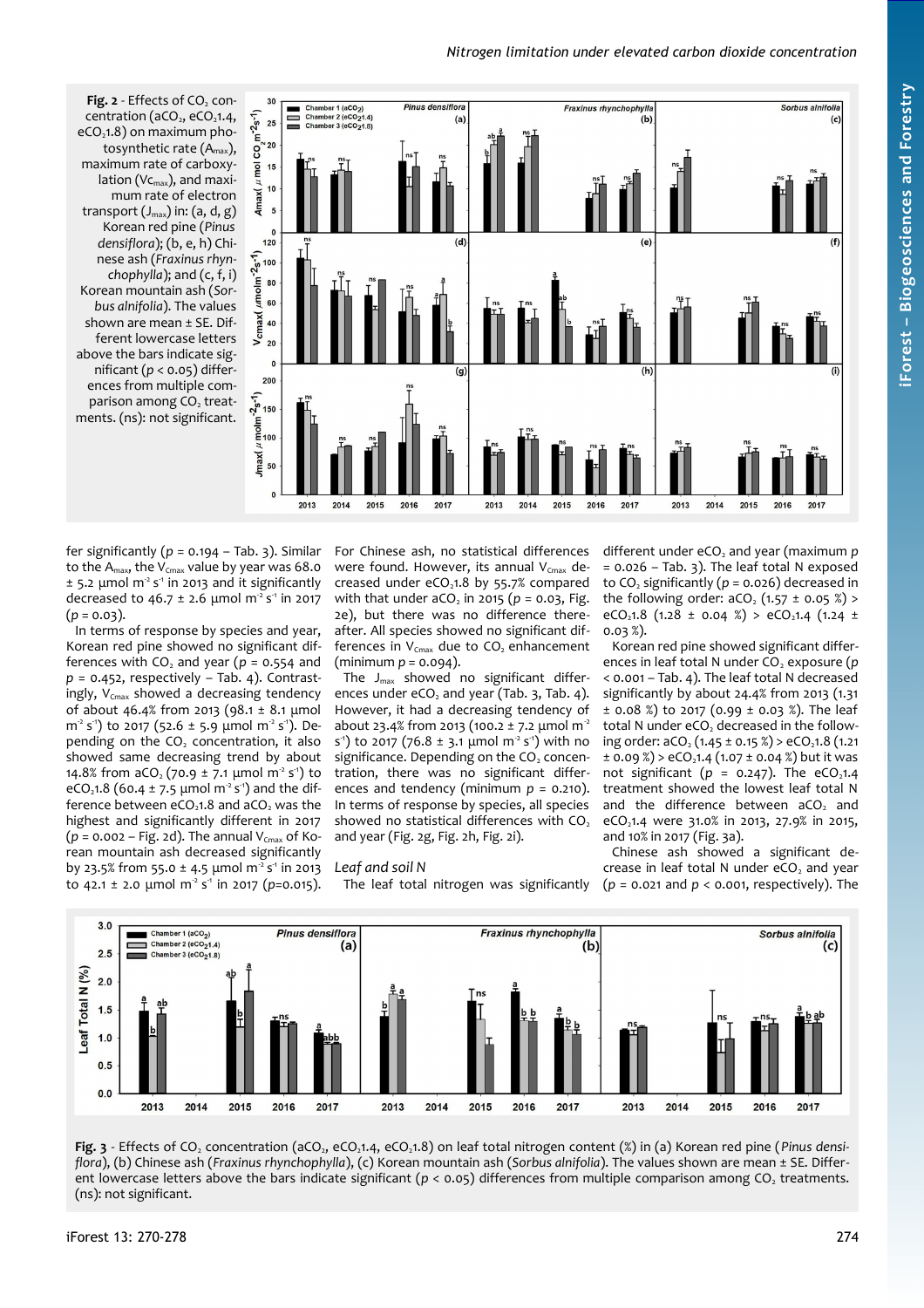**Fig. 2** - Effects of $CO_2$ concentration ($aCO_2$, $eCO_2$1.4, $eCO_2$1.8) on maximum photosynthetic rate ($A_{max}$), maximum rate of carboxylation ($Vc_{max}$), and maximum rate of electron transport ($J_{max}$) in: (a, d, g) Korean red pine (*Pinus densiflora*); (b, e, h) Chinese ash (*Fraxinus rhynchophylla*); and (c, f, i) Korean mountain ash (*Sorbus alnifolia*). The values shown are mean ± SE. Different lowercase letters above the bars indicate significant ($p < 0.05$) differences from multiple comparison among $CO_2$ treatments. (ns): not significant.

fer significantly ($p = 0.194$ – Tab. 3). Similar to the $A_{max}$, the $V_{cmax}$ value by year was 68.0 ± 5.2 µmol $m^{-2}$ $s^{-1}$ in 2013 and it significantly decreased to 46.7 ± 2.6 µmol $m^{-2}$ $s^{-1}$ in 2017 ($p = 0.03$).

In terms of response by species and year, Korean red pine showed no significant differences with $CO_2$ and year ($p = 0.554$ and $p = 0.452$, respectively – Tab. 4). Contrastingly, $V_{cmax}$ showed a decreasing tendency of about 46.4% from 2013 (98.1 ± 8.1 µmol $m^{-2}$ $s^{-1}$) to 2017 (52.6 ± 5.9 µmol $m^{-2}$ $s^{-1}$). Depending on the $CO_2$ concentration, it also showed same decreasing trend by about 14.8% from $aCO_2$ (70.9 ± 7.1 µmol $m^{-2}$ $s^{-1}$) to $eCO_2$1.8 (60.4 ± 7.5 µmol $m^{-2}$ $s^{-1}$) and the difference between $eCO_2$1.8 and $aCO_2$ was the highest and significantly different in 2017 ($p = 0.002$ – Fig. 2d). The annual $V_{cmax}$ of Korean mountain ash decreased significantly by 23.5% from 55.0 ± 4.5 µmol $m^{-2}$ $s^{-1}$ in 2013 to 42.1 ± 2.0 µmol $m^{-2}$ $s^{-1}$ in 2017 ($p=0.015$).

For Chinese ash, no statistical differences were found. However, its annual $V_{cmax}$ decreased under $eCO_2$1.8 by 55.7% compared with that under $aCO_2$ in 2015 ($p = 0.03$, Fig. 2e), but there was no difference thereafter. All species showed no significant differences in $V_{cmax}$ due to $CO_2$ enhancement (minimum $p = 0.094$).

The $J_{max}$ showed no significant differences under $eCO_2$ and year (Tab. 3, Tab. 4). However, it had a decreasing tendency of about 23.4% from 2013 (100.2 ± 7.2 µmol $m^{-2}$ $s^{-1}$) to 2017 (76.8 ± 3.1 µmol $m^{-2}$ $s^{-1}$) with no significance. Depending on the $CO_2$ concentration, there was no significant differences and tendency (minimum $p = 0.210$). In terms of response by species, all species showed no statistical differences with $CO_2$ and year (Fig. 2g, Fig. 2h, Fig. 2i).

## Leaf total N

The leaf total nitrogen was significantly different under $eCO_2$ and year (maximum $p = 0.026$ – Tab. 3). The leaf total N exposed to $CO_2$ significantly ($p = 0.026$) decreased in the following order: $aCO_2$ (1.57 ± 0.05 %) > $eCO_2$1.8 (1.28 ± 0.04 %) > $eCO_2$1.4 (1.24 ± 0.03 %).

Korean red pine showed significant differences in leaf total N under $CO_2$ exposure ($p < 0.001$ – Tab. 4). The leaf total N decreased significantly by about 24.4% from 2013 (1.31 ± 0.08 %) to 2017 (0.99 ± 0.03 %). The leaf total N under $eCO_2$ decreased in the following order: $aCO_2$ (1.45 ± 0.15 %) > $eCO_2$1.8 (1.21 ± 0.09 %) > $eCO_2$1.4 (1.07 ± 0.04 %) but it was not significant ($p = 0.247$). The $eCO_2$1.4 treatment showed the lowest leaf total N and the difference between $aCO_2$ and $eCO_2$1.4 were 31.0% in 2013, 27.9% in 2015, and 10% in 2017 (Fig. 3a).

Chinese ash showed a significant decrease in leaf total N under $eCO_2$ and year ($p = 0.021$ and $p < 0.001$, respectively). The

**Fig. 3** - Effects of $CO_2$ concentration ($aCO_2$, $eCO_2$1.4, $eCO_2$1.8) on leaf total nitrogen content (%) in (a) Korean red pine (*Pinus densiflora*), (b) Chinese ash (*Fraxinus rhynchophylla*), (c) Korean mountain ash (*Sorbus alnifolia*). The values shown are mean ± SE. Different lowercase letters above the bars indicate significant ($p < 0.05$) differences from multiple comparison among $CO_2$ treatments. (ns): not significant.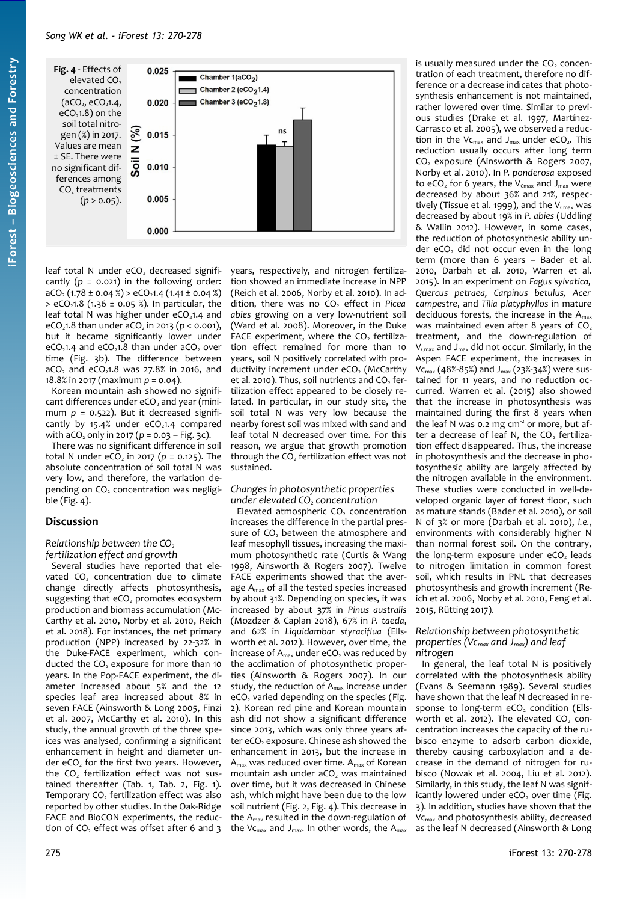**Fig. 4** - Effects of elevated $CO_2$ concentration ($aCO_2$, $eCO_2$1.4, $eCO_2$1.8) on the soil total nitrogen (%) in 2017. Values are mean ± SE. There were no significant differences among $CO_2$ treatments ($p > 0.05$).

leaf total N under $eCO_2$ decreased significantly ($p = 0.021$) in the following order: $aCO_2$ (1.78 ± 0.04 %) > $eCO_2$1.4 (1.41 ± 0.04 %) > $eCO_2$1.8 (1.36 ± 0.05 %). In particular, the leaf total N was higher under $eCO_2$1.4 and $eCO_2$1.8 than under $aCO_2$ in 2013 ($p < 0.001$), but it became significantly lower under $eCO_2$1.4 and $eCO_2$1.8 than under $aCO_2$ over time (Fig. 3b). The difference between $aCO_2$ and $eCO_2$1.8 was 27.8% in 2016, and 18.8% in 2017 (maximum $p = 0.04$).

Korean mountain ash showed no significant differences under $eCO_2$ and year (minimum $p = 0.522$). But it decreased significantly by 15.4% under $eCO_2$1.4 compared with $aCO_2$ only in 2017 ($p = 0.03$ – Fig. 3c).

There was no significant difference in soil total N under $eCO_2$ in 2017 ($p = 0.125$). The absolute concentration of soil total N was very low, and therefore, the variation depending on $CO_2$ concentration was negligible (Fig. 4).

## Discussion

### Relationship between the $CO_2$ fertilization effect and growth

Several studies have reported that elevated $CO_2$ concentration due to climate change directly affects photosynthesis, suggesting that $eCO_2$ promotes ecosystem production and biomass accumulation (McCarthy et al. 2010, Norby et al. 2010, Reich et al. 2018). For instances, the net primary production (NPP) increased by 22-32% in the Duke-FACE experiment, which conducted the $CO_2$ exposure for more than 10 years. In the Pop-FACE experiment, the diameter increased about 5% and the 12 species leaf area increased about 8% in seven FACE (Ainsworth & Long 2005, Finzi et al. 2007, McCarthy et al. 2010). In this study, the annual growth of the three species was analysed, confirming a significant enhancement in height and diameter under $eCO_2$ for the first two years. However, the $CO_2$ fertilization effect was not sustained thereafter (Tab. 1, Tab. 2, Fig. 1). Temporary $CO_2$ fertilization effect was also reported by other studies. In the Oak-Ridge FACE and BioCON experiments, the reduction of $CO_2$ effect was offset after 6 and 3 years, respectively, and nitrogen fertilization showed an immediate increase in NPP (Reich et al. 2006, Norby et al. 2010). In addition, there was no $CO_2$ effect in *Picea abies* growing on a very low-nutrient soil (Ward et al. 2008). Moreover, in the Duke FACE experiment, where the $CO_2$ fertilization effect remained for more than 10 years, soil N positively correlated with productivity increment under $eCO_2$ (McCarthy et al. 2010). Thus, soil nutrients and $CO_2$ fertilization effect appeared to be closely related. In particular, in our study site, the soil total N was very low because the nearby forest soil was mixed with sand and leaf total N decreased over time. For this reason, we argue that growth promotion through the $CO_2$ fertilization effect was not sustained.

### Changes in photosynthetic properties under elevated $CO_2$ concentration

Elevated atmospheric $CO_2$ concentration increases the difference in the partial pressure of $CO_2$ between the atmosphere and leaf mesophyll tissues, increasing the maximum photosynthetic rate (Curtis & Wang 1998, Ainsworth & Rogers 2007). Twelve FACE experiments showed that the average $A_{max}$ of all the tested species increased by about 31%. Depending on species, it was increased by about 37% in *Pinus australis* (Mozdzer & Caplan 2018), 67% in *P. taeda*, and 62% in *Liquidambar styraciflua* (Ellsworth et al. 2012). However, over time, the increase of $A_{max}$ under $eCO_2$ was reduced by the acclimation of photosynthetic properties (Ainsworth & Rogers 2007). In our study, the reduction of $A_{max}$ increase under $eCO_2$ varied depending on the species (Fig. 2). Korean red pine and Korean mountain ash did not show a significant difference since 2013, which was only three years after $eCO_2$ exposure. Chinese ash showed the enhancement in 2013, but the increase in $A_{max}$ was reduced over time. $A_{max}$ of Korean mountain ash under $aCO_2$ was maintained over time, but it was decreased in Chinese ash, which might have been due to the low soil nutrient (Fig. 2, Fig. 4). This decrease in the $A_{max}$ resulted in the down-regulation of the $Vc_{max}$ and $J_{max}$. In other words, the $A_{max}$ is usually measured under the $CO_2$ concentration of each treatment, therefore no difference or a decrease indicates that photosynthesis enhancement is not maintained, rather lowered over time. Similar to previous studies (Drake et al. 1997, Martínez-Carrasco et al. 2005), we observed a reduction in the $Vc_{max}$ and $J_{max}$ under $eCO_2$. This reduction usually occurs after long term $CO_2$ exposure (Ainsworth & Rogers 2007, Norby et al. 2010). In *P. ponderosa* exposed to $eCO_2$ for 6 years, the $V_{Cmax}$ and $J_{max}$ were decreased by about 36% and 21%, respectively (Tissue et al. 1999), and the $V_{Cmax}$ was decreased by about 19% in *P. abies* (Uddling & Wallin 2012). However, in some cases, the reduction of photosynthetic ability under $eCO_2$ did not occur even in the long term (more than 6 years – Bader et al. 2010, Darbah et al. 2010, Warren et al. 2015). In an experiment on *Fagus sylvatica, Quercus petraea, Carpinus betulus, Acer campestre*, and *Tilia platyphyllos* in mature deciduous forests, the increase in the $A_{max}$ was maintained even after 8 years of $CO_2$ treatment, and the down-regulation of $V_{Cmax}$ and $J_{max}$ did not occur. Similarly, in the Aspen FACE experiment, the increases in $Vc_{max}$ (48%-85%) and $J_{max}$ (23%-34%) were sustained for 11 years, and no reduction occurred. Warren et al. (2015) also showed that the increase in photosynthesis was maintained during the first 8 years when the leaf N was 0.2 mg cm$^{-2}$ or more, but after a decrease of leaf N, the $CO_2$ fertilization effect disappeared. Thus, the increase in photosynthesis and the decrease in photosynthetic ability are largely affected by the nitrogen available in the environment. These studies were conducted in well-developed organic layer of forest floor, such as mature stands (Bader et al. 2010), or soil N of 3% or more (Darbah et al. 2010), *i.e.*, environments with considerably higher N than normal forest soil. On the contrary, the long-term exposure under $eCO_2$ leads to nitrogen limitation in common forest soil, which results in PNL that decreases photosynthesis and growth increment (Reich et al. 2006, Norby et al. 2010, Feng et al. 2015, Rütting 2017).

### Relationship between photosynthetic properties ($Vc_{max}$ and $J_{max}$) and leaf nitrogen

In general, the leaf total N is positively correlated with the photosynthesis ability (Evans & Seemann 1989). Several studies have shown that the leaf N decreased in response to long-term $eCO_2$ condition (Ellsworth et al. 2012). The elevated $CO_2$ concentration increases the capacity of the rubisco enzyme to adsorb carbon dioxide, thereby causing carboxylation and a decrease in the demand of nitrogen for rubisco (Nowak et al. 2004, Liu et al. 2012). Similarly, in this study, the leaf N was significantly lowered under $eCO_2$ over time (Fig. 3). In addition, studies have shown that the $Vc_{max}$ and photosynthesis ability, decreased as the leaf N decreased (Ainsworth & Long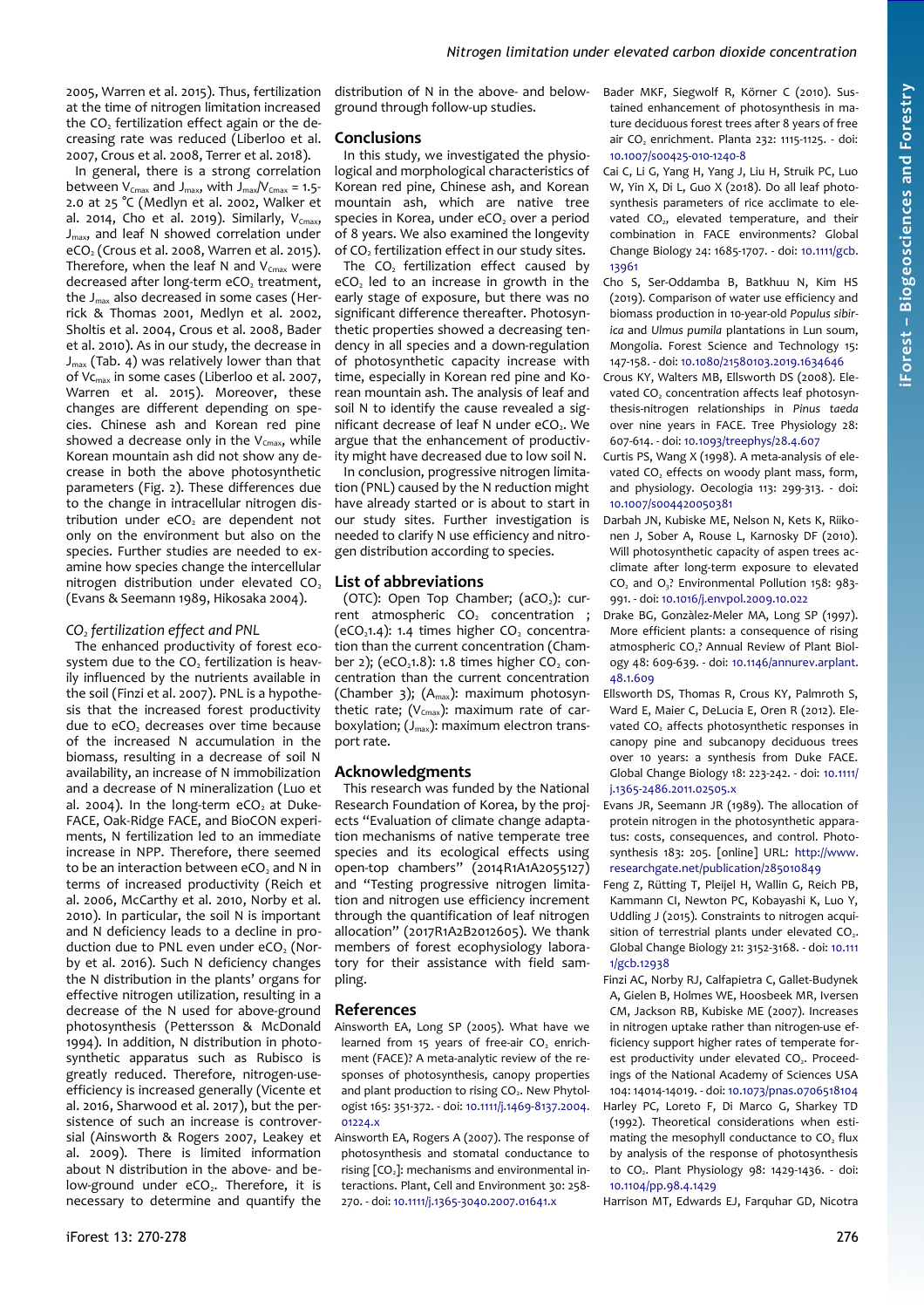2005, Warren et al. 2015). Thus, fertilization at the time of nitrogen limitation increased the $CO_2$ fertilization effect again or the decreasing rate was reduced (Liberloo et al. 2007, Crous et al. 2008, Terrer et al. 2018).

In general, there is a strong correlation between $V_{Cmax}$ and $J_{max}$, with $J_{max}/V_{Cmax}$ = 1.5-2.0 at 25 °C (Medlyn et al. 2002, Walker et al. 2014, Cho et al. 2019). Similarly, $V_{Cmax}$, $J_{max}$, and leaf N showed correlation under $eCO_2$ (Crous et al. 2008, Warren et al. 2015). Therefore, when the leaf N and $V_{Cmax}$ were decreased after long-term $eCO_2$ treatment, the $J_{max}$ also decreased in some cases (Herrick & Thomas 2001, Medlyn et al. 2002, Sholtis et al. 2004, Crous et al. 2008, Bader et al. 2010). As in our study, the decrease in $J_{max}$ (Tab. 4) was relatively lower than that of $Vc_{max}$ in some cases (Liberloo et al. 2007, Warren et al. 2015). Moreover, these changes are different depending on species. Chinese ash and Korean red pine showed a decrease only in the $V_{Cmax}$, while Korean mountain ash did not show any decrease in both the above photosynthetic parameters (Fig. 2). These differences due to the change in intracellular nitrogen distribution under $eCO_2$ are dependent not only on the environment but also on the species. Further studies are needed to examine how species change the intercellular nitrogen distribution under elevated $CO_2$ (Evans & Seemann 1989, Hikosaka 2004).

### $CO_2$ fertilization effect and PNL

The enhanced productivity of forest ecosystem due to the $CO_2$ fertilization is heavily influenced by the nutrients available in the soil (Finzi et al. 2007). PNL is a hypothesis that the increased forest productivity due to $eCO_2$ decreases over time because of the increased N accumulation in the biomass, resulting in a decrease of soil N availability, an increase of N immobilization and a decrease of N mineralization (Luo et al. 2004). In the long-term $eCO_2$ at Duke-FACE, Oak-Ridge FACE, and BioCON experiments, N fertilization led to an immediate increase in NPP. Therefore, there seemed to be an interaction between $eCO_2$ and N in terms of increased productivity (Reich et al. 2006, McCarthy et al. 2010, Norby et al. 2010). In particular, the soil N is important and N deficiency leads to a decline in production due to PNL even under $eCO_2$ (Norby et al. 2016). Such N deficiency changes the N distribution in the plants' organs for effective nitrogen utilization, resulting in a decrease of the N used for above-ground photosynthesis (Pettersson & McDonald 1994). In addition, N distribution in photosynthetic apparatus such as Rubisco is greatly reduced. Therefore, nitrogen-use-efficiency is increased generally (Vicente et al. 2016, Sharwood et al. 2017), but the persistence of such an increase is controversial (Ainsworth & Rogers 2007, Leakey et al. 2009). There is limited information about N distribution in the above- and below-ground under $eCO_2$. Therefore, it is necessary to determine and quantify the distribution of N in the above- and below-ground through follow-up studies.

## Conclusions

In this study, we investigated the physiological and morphological characteristics of Korean red pine, Chinese ash, and Korean mountain ash, which are native tree species in Korea, under $eCO_2$ over a period of 8 years. We also examined the longevity of $CO_2$ fertilization effect in our study sites.

The $CO_2$ fertilization effect caused by $eCO_2$ led to an increase in growth in the early stage of exposure, but there was no significant difference thereafter. Photosynthetic properties showed a decreasing tendency in all species and a down-regulation of photosynthetic capacity increase with time, especially in Korean red pine and Korean mountain ash. The analysis of leaf and soil N to identify the cause revealed a significant decrease of leaf N under $eCO_2$. We argue that the enhancement of productivity might have decreased due to low soil N.

In conclusion, progressive nitrogen limitation (PNL) caused by the N reduction might have already started or is about to start in our study sites. Further investigation is needed to clarify N use efficiency and nitrogen distribution according to species.

## List of abbreviations

(OTC): Open Top Chamber; ($aCO_2$): current atmospheric $CO_2$ concentration ; ($eCO_2$1.4): 1.4 times higher $CO_2$ concentration than the current concentration (Chamber 2); ($eCO_2$1.8): 1.8 times higher $CO_2$ concentration than the current concentration (Chamber 3); ($A_{max}$): maximum photosynthetic rate; ($V_{Cmax}$): maximum rate of carboxylation; ($J_{max}$): maximum electron transport rate.

## Acknowledgments

This research was funded by the National Research Foundation of Korea, by the projects "Evaluation of climate change adaptation mechanisms of native temperate tree species and its ecological effects using open-top chambers" (2014R1A1A2055127) and "Testing progressive nitrogen limitation and nitrogen use efficiency increment through the quantification of leaf nitrogen allocation" (2017R1A2B2012605). We thank members of forest ecophysiology laboratory for their assistance with field sampling.

## References

Ainsworth EA, Long SP (2005). What have we learned from 15 years of free-air $CO_2$ enrichment (FACE)? A meta-analytic review of the responses of photosynthesis, canopy properties and plant production to rising $CO_2$. New Phytologist 165: 351-372. - doi: 10.1111/j.1469-8137.2004.01224.x

Ainsworth EA, Rogers A (2007). The response of photosynthesis and stomatal conductance to rising [$CO_2$]: mechanisms and environmental interactions. Plant, Cell and Environment 30: 258-270. - doi: 10.1111/j.1365-3040.2007.01641.x

Bader MKF, Siegwolf R, Körner C (2010). Sustained enhancement of photosynthesis in mature deciduous forest trees after 8 years of free air $CO_2$ enrichment. Planta 232: 1115-1125. - doi: 10.1007/s00425-010-1240-8

Cai C, Li G, Yang H, Yang J, Liu H, Struik PC, Luo W, Yin X, Di L, Guo X (2018). Do all leaf photosynthesis parameters of rice acclimate to elevated $CO_2$, elevated temperature, and their combination in FACE environments? Global Change Biology 24: 1685-1707. - doi: 10.1111/gcb.13961

Cho S, Ser-Oddamba B, Batkhuu N, Kim HS (2019). Comparison of water use efficiency and biomass production in 10-year-old *Populus sibirica* and *Ulmus pumila* plantations in Lun soum, Mongolia. Forest Science and Technology 15: 147-158. - doi: 10.1080/21580103.2019.1634646

Crous KY, Walters MB, Ellsworth DS (2008). Elevated $CO_2$ concentration affects leaf photosynthesis-nitrogen relationships in *Pinus taeda* over nine years in FACE. Tree Physiology 28: 607-614. - doi: 10.1093/treephys/28.4.607

Curtis PS, Wang X (1998). A meta-analysis of elevated $CO_2$ effects on woody plant mass, form, and physiology. Oecologia 113: 299-313. - doi: 10.1007/s004420050381

Darbah JN, Kubiske ME, Nelson N, Kets K, Riikonen J, Sober A, Rouse L, Karnosky DF (2010). Will photosynthetic capacity of aspen trees acclimate after long-term exposure to elevated $CO_2$ and $O_3$? Environmental Pollution 158: 983-991. - doi: 10.1016/j.envpol.2009.10.022

Drake BG, Gonzàlez-Meler MA, Long SP (1997). More efficient plants: a consequence of rising atmospheric $CO_2$? Annual Review of Plant Biology 48: 609-639. - doi: 10.1146/annurev.arplant.48.1.609

Ellsworth DS, Thomas R, Crous KY, Palmroth S, Ward E, Maier C, DeLucia E, Oren R (2012). Elevated $CO_2$ affects photosynthetic responses in canopy pine and subcanopy deciduous trees over 10 years: a synthesis from Duke FACE. Global Change Biology 18: 223-242. - doi: 10.1111/j.1365-2486.2011.02505.x

Evans JR, Seemann JR (1989). The allocation of protein nitrogen in the photosynthetic apparatus: costs, consequences, and control. Photosynthesis 183: 205. [online] URL: http://www.researchgate.net/publication/285010849

Feng Z, Rütting T, Pleijel H, Wallin G, Reich PB, Kammann CI, Newton PC, Kobayashi K, Luo Y, Uddling J (2015). Constraints to nitrogen acquisition of terrestrial plants under elevated $CO_2$. Global Change Biology 21: 3152-3168. - doi: 10.1111/gcb.12938

Finzi AC, Norby RJ, Calfapietra C, Gallet-Budynek A, Gielen B, Holmes WE, Hoosbeek MR, Iversen CM, Jackson RB, Kubiske ME (2007). Increases in nitrogen uptake rather than nitrogen-use efficiency support higher rates of temperate forest productivity under elevated $CO_2$. Proceedings of the National Academy of Sciences USA 104: 14014-14019. - doi: 10.1073/pnas.0706518104

Harley PC, Loreto F, Di Marco G, Sharkey TD (1992). Theoretical considerations when estimating the mesophyll conductance to $CO_2$ flux by analysis of the response of photosynthesis to $CO_2$. Plant Physiology 98: 1429-1436. - doi: 10.1104/pp.98.4.1429

Harrison MT, Edwards EJ, Farquhar GD, Nicotra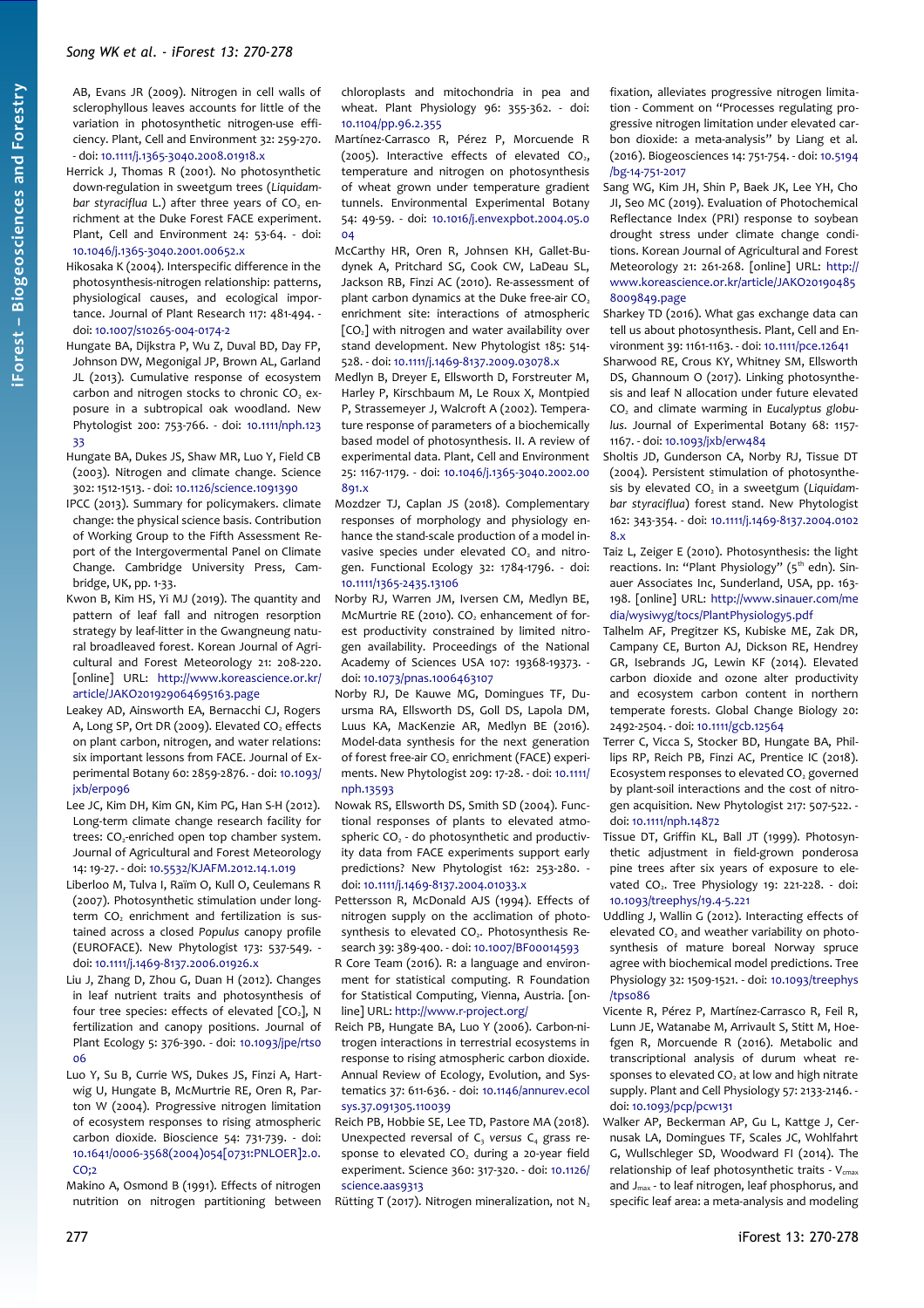AB, Evans JR (2009). Nitrogen in cell walls of sclerophyllous leaves accounts for little of the variation in photosynthetic nitrogen-use efficiency. Plant, Cell and Environment 32: 259-270. - doi: 10.1111/j.1365-3040.2008.01918.x

Herrick J, Thomas R (2001). No photosynthetic down-regulation in sweetgum trees (*Liquidambar styraciflua* L.) after three years of $CO_2$ enrichment at the Duke Forest FACE experiment. Plant, Cell and Environment 24: 53-64. - doi: 10.1046/j.1365-3040.2001.00652.x

Hikosaka K (2004). Interspecific difference in the photosynthesis-nitrogen relationship: patterns, physiological causes, and ecological importance. Journal of Plant Research 117: 481-494. - doi: 10.1007/s10265-004-0174-2

Hungate BA, Dijkstra P, Wu Z, Duval BD, Day FP, Johnson DW, Megonigal JP, Brown AL, Garland JL (2013). Cumulative response of ecosystem carbon and nitrogen stocks to chronic $CO_2$ exposure in a subtropical oak woodland. New Phytologist 200: 753-766. - doi: 10.1111/nph.12333

Hungate BA, Dukes JS, Shaw MR, Luo Y, Field CB (2003). Nitrogen and climate change. Science 302: 1512-1513. - doi: 10.1126/science.1091390

IPCC (2013). Summary for policymakers. climate change: the physical science basis. Contribution of Working Group to the Fifth Assessment Report of the Intergovernmental Panel on Climate Change. Cambridge University Press, Cambridge, UK, pp. 1-33.

Kwon B, Kim HS, Yi MJ (2019). The quantity and pattern of leaf fall and nitrogen resorption strategy by leaf-litter in the Gwangneung natural broadleaved forest. Korean Journal of Agricultural and Forest Meteorology 21: 208-220. [online] URL: http://www.koreascience.or.kr/article/JAKO201929064695163.page

Leakey AD, Ainsworth EA, Bernacchi CJ, Rogers A, Long SP, Ort DR (2009). Elevated $CO_2$ effects on plant carbon, nitrogen, and water relations: six important lessons from FACE. Journal of Experimental Botany 60: 2859-2876. - doi: 10.1093/jxb/erp096

Lee JC, Kim DH, Kim GN, Kim PG, Han S-H (2012). Long-term climate change research facility for trees: $CO_2$-enriched open top chamber system. Journal of Agricultural and Forest Meteorology 14: 19-27. - doi: 10.5532/KJAFM.2012.14.1.019

Liberloo M, Tulva I, Raïm O, Kull O, Ceulemans R (2007). Photosynthetic stimulation under long-term $CO_2$ enrichment and fertilization is sustained across a closed *Populus* canopy profile (EUROFACE). New Phytologist 173: 537-549. - doi: 10.1111/j.1469-8137.2006.01926.x

Liu J, Zhang D, Zhou G, Duan H (2012). Changes in leaf nutrient traits and photosynthesis of four tree species: effects of elevated [$CO_2$], N fertilization and canopy positions. Journal of Plant Ecology 5: 376-390. - doi: 10.1093/jpe/rts006

Luo Y, Su B, Currie WS, Dukes JS, Finzi A, Hartwig U, Hungate B, McMurtrie RE, Oren R, Parton W (2004). Progressive nitrogen limitation of ecosystem responses to rising atmospheric carbon dioxide. Bioscience 54: 731-739. - doi: 10.1641/0006-3568(2004)054[0731:PNLOER]2.0.CO;2

Makino A, Osmond B (1991). Effects of nitrogen nutrition on nitrogen partitioning between chloroplasts and mitochondria in pea and wheat. Plant Physiology 96: 355-362. - doi: 10.1104/pp.96.2.355

Martínez-Carrasco R, Pérez P, Morcuende R (2005). Interactive effects of elevated $CO_2$, temperature and nitrogen on photosynthesis of wheat grown under temperature gradient tunnels. Environmental Experimental Botany 54: 49-59. - doi: 10.1016/j.envexpbot.2004.05.004

McCarthy HR, Oren R, Johnsen KH, Gallet-Budynek A, Pritchard SG, Cook CW, LaDeau SL, Jackson RB, Finzi AC (2010). Re-assessment of plant carbon dynamics at the Duke free-air $CO_2$ enrichment site: interactions of atmospheric [$CO_2$] with nitrogen and water availability over stand development. New Phytologist 185: 514-528. - doi: 10.1111/j.1469-8137.2009.03078.x

Medlyn B, Dreyer E, Ellsworth D, Forstreuter M, Harley P, Kirschbaum M, Le Roux X, Montpied P, Strassemeyer J, Walcroft A (2002). Temperature response of parameters of a biochemically based model of photosynthesis. II. A review of experimental data. Plant, Cell and Environment 25: 1167-1179. - doi: 10.1046/j.1365-3040.2002.00891.x

Mozdzer TJ, Caplan JS (2018). Complementary responses of morphology and physiology enhance the stand-scale production of a model invasive species under elevated $CO_2$ and nitrogen. Functional Ecology 32: 1784-1796. - doi: 10.1111/1365-2435.13106

Norby RJ, Warren JM, Iversen CM, Medlyn BE, McMurtrie RE (2010). $CO_2$ enhancement of forest productivity constrained by limited nitrogen availability. Proceedings of the National Academy of Sciences USA 107: 19368-19373. - doi: 10.1073/pnas.1006463107

Norby RJ, De Kauwe MG, Domingues TF, Duursma RA, Ellsworth DS, Goll DS, Lapola DM, Luus KA, MacKenzie AR, Medlyn BE (2016). Model-data synthesis for the next generation of forest free-air $CO_2$ enrichment (FACE) experiments. New Phytologist 209: 17-28. - doi: 10.1111/nph.13593

Nowak RS, Ellsworth DS, Smith SD (2004). Functional responses of plants to elevated atmospheric $CO_2$ - do photosynthetic and productivity data from FACE experiments support early predictions? New Phytologist 162: 253-280. - doi: 10.1111/j.1469-8137.2004.01033.x

Pettersson R, McDonald AJS (1994). Effects of nitrogen supply on the acclimation of photosynthesis to elevated $CO_2$. Photosynthesis Research 39: 389-400. - doi: 10.1007/BF00014593

R Core Team (2016). R: a language and environment for statistical computing. R Foundation for Statistical Computing, Vienna, Austria. [online] URL: http://www.r-project.org/

Reich PB, Hungate BA, Luo Y (2006). Carbon-nitrogen interactions in terrestrial ecosystems in response to rising atmospheric carbon dioxide. Annual Review of Ecology, Evolution, and Systematics 37: 611-636. - doi: 10.1146/annurev.ecolsys.37.091305.110039

Reich PB, Hobbie SE, Lee TD, Pastore MA (2018). Unexpected reversal of $C_3$ *versus* $C_4$ grass response to elevated $CO_2$ during a 20-year field experiment. Science 360: 317-320. - doi: 10.1126/science.aas9313

Rütting T (2017). Nitrogen mineralization, not $N_2$ fixation, alleviates progressive nitrogen limitation - Comment on "Processes regulating progressive nitrogen limitation under elevated carbon dioxide: a meta-analysis" by Liang et al. (2016). Biogeosciences 14: 751-754. - doi: 10.5194/bg-14-751-2017

Sang WG, Kim JH, Shin P, Baek JK, Lee YH, Cho JI, Seo MC (2019). Evaluation of Photochemical Reflectance Index (PRI) response to soybean drought stress under climate change conditions. Korean Journal of Agricultural and Forest Meteorology 21: 261-268. [online] URL: http://www.koreascience.or.kr/article/JAKO201904858009849.page

Sharkey TD (2016). What gas exchange data can tell us about photosynthesis. Plant, Cell and Environment 39: 1161-1163. - doi: 10.1111/pce.12641

Sharwood RE, Crous KY, Whitney SM, Ellsworth DS, Ghannoum O (2017). Linking photosynthesis and leaf N allocation under future elevated $CO_2$ and climate warming in *Eucalyptus globulus*. Journal of Experimental Botany 68: 1157-1167. - doi: 10.1093/jxb/erw484

Sholtis JD, Gunderson CA, Norby RJ, Tissue DT (2004). Persistent stimulation of photosynthesis by elevated $CO_2$ in a sweetgum (*Liquidambar styraciflua*) forest stand. New Phytologist 162: 343-354. - doi: 10.1111/j.1469-8137.2004.01028.x

Taiz L, Zeiger E (2010). Photosynthesis: the light reactions. In: "Plant Physiology" (5th edn). Sinauer Associates Inc, Sunderland, USA, pp. 163-198. [online] URL: http://www.sinauer.com/media/wysiwyg/tocs/PlantPhysiology5.pdf

Talhelm AF, Pregitzer KS, Kubiske ME, Zak DR, Campany CE, Burton AJ, Dickson RE, Hendrey GR, Isebrands JG, Lewin KF (2014). Elevated carbon dioxide and ozone alter productivity and ecosystem carbon content in northern temperate forests. Global Change Biology 20: 2492-2504. - doi: 10.1111/gcb.12564

Terrer C, Vicca S, Stocker BD, Hungate BA, Phillips RP, Reich PB, Finzi AC, Prentice IC (2018). Ecosystem responses to elevated $CO_2$ governed by plant-soil interactions and the cost of nitrogen acquisition. New Phytologist 217: 507-522. - doi: 10.1111/nph.14872

Tissue DT, Griffin KL, Ball JT (1999). Photosynthetic adjustment in field-grown ponderosa pine trees after six years of exposure to elevated $CO_2$. Tree Physiology 19: 221-228. - doi: 10.1093/treephys/19.4-5.221

Uddling J, Wallin G (2012). Interacting effects of elevated $CO_2$ and weather variability on photosynthesis of mature boreal Norway spruce agree with biochemical model predictions. Tree Physiology 32: 1509-1521. - doi: 10.1093/treephys/tps086

Vicente R, Pérez P, Martínez-Carrasco R, Feil R, Lunn JE, Watanabe M, Arrivault S, Stitt M, Hoefgen R, Morcuende R (2016). Metabolic and transcriptional analysis of durum wheat responses to elevated $CO_2$ at low and high nitrate supply. Plant and Cell Physiology 57: 2133-2146. - doi: 10.1093/pcp/pcw131

Walker AP, Beckerman AP, Gu L, Kattge J, Cernusak LA, Domingues TF, Scales JC, Wohlfahrt G, Wullschleger SD, Woodward FI (2014). The relationship of leaf photosynthetic traits - $V_{cmax}$ and $J_{max}$ - to leaf nitrogen, leaf phosphorus, and specific leaf area: a meta-analysis and modeling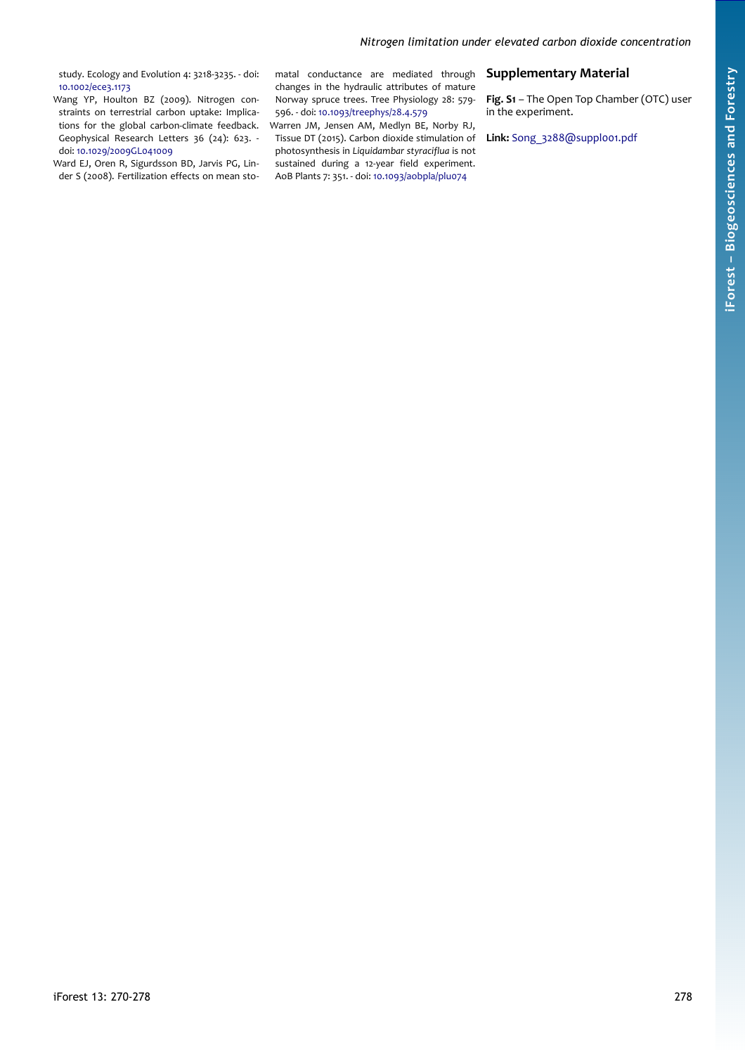study. Ecology and Evolution 4: 3218-3235. - doi: 10.1002/ece3.1173

Wang YP, Houlton BZ (2009). Nitrogen constraints on terrestrial carbon uptake: Implications for the global carbon-climate feedback. Geophysical Research Letters 36 (24): 623. - doi: 10.1029/2009GL041009

Ward EJ, Oren R, Sigurdsson BD, Jarvis PG, Linder S (2008). Fertilization effects on mean stomatal conductance are mediated through changes in the hydraulic attributes of mature Norway spruce trees. Tree Physiology 28: 579-596. - doi: 10.1093/treephys/28.4.579

Warren JM, Jensen AM, Medlyn BE, Norby RJ, Tissue DT (2015). Carbon dioxide stimulation of photosynthesis in *Liquidambar styraciflua* is not sustained during a 12-year field experiment. AoB Plants 7: 351. - doi: 10.1093/aobpla/plu074

## Supplementary Material

**Fig. S1** – The Open Top Chamber (OTC) user in the experiment.

**Link:** Song_3288@suppl001.pdf